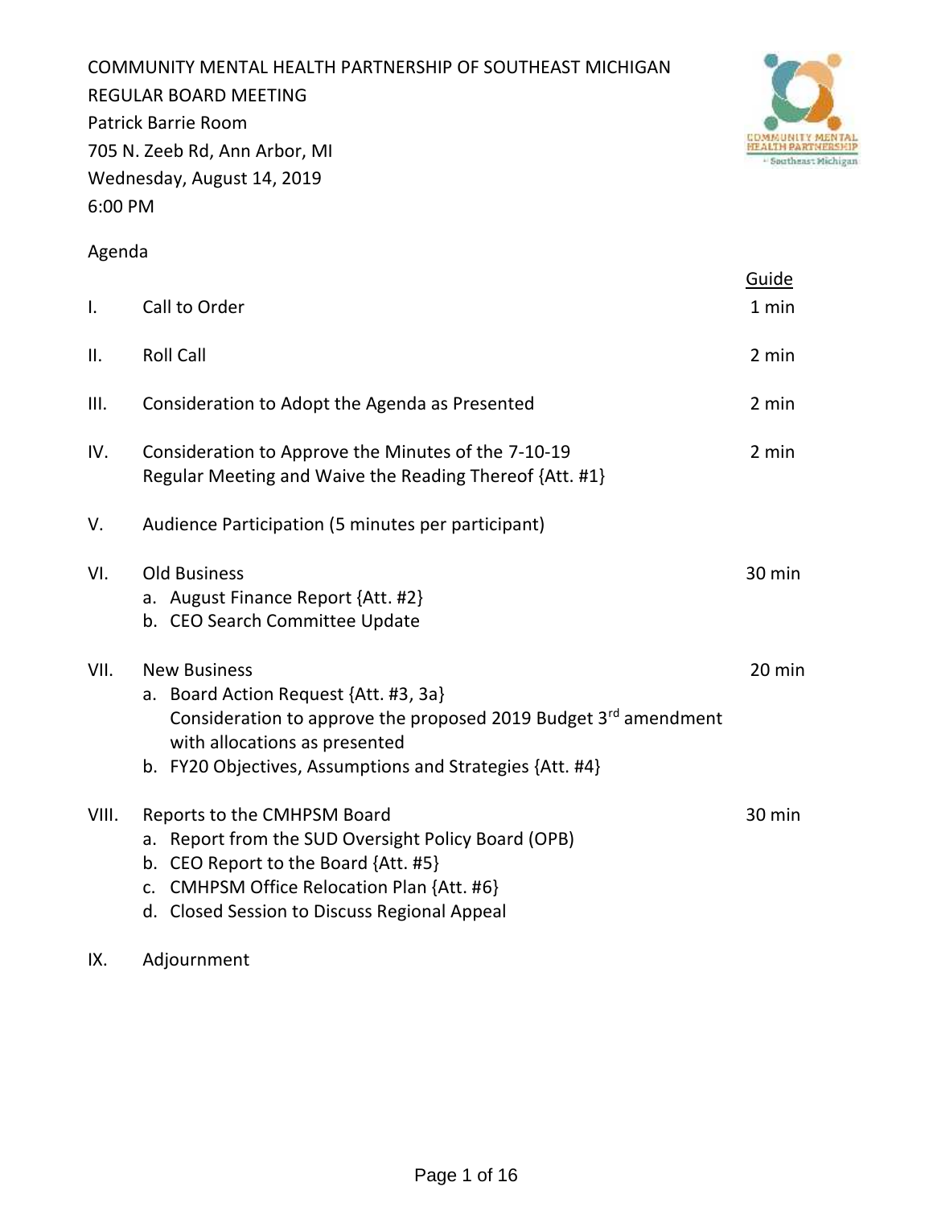COMMUNITY MENTAL HEALTH PARTNERSHIP OF SOUTHEAST MICHIGAN
REGULAR BOARD MEETING
Patrick Barrie Room
705 N. Zeeb Rd, Ann Arbor, MI
Wednesday, August 14, 2019
6:00 PM

Agenda

| | | Guide |
|---|---|---|
| I. | Call to Order | 1 min |
| II. | Roll Call | 2 min |
| III. | Consideration to Adopt the Agenda as Presented | 2 min |
| IV. | Consideration to Approve the Minutes of the 7-10-19 Regular Meeting and Waive the Reading Thereof {Att. #1} | 2 min |
| V. | Audience Participation (5 minutes per participant) | |
| VI. | Old Business<br>a. August Finance Report {Att. #2}<br>b. CEO Search Committee Update | 30 min |
| VII. | New Business<br>a. Board Action Request {Att. #3, 3a}<br>Consideration to approve the proposed 2019 Budget 3rd amendment with allocations as presented<br>b. FY20 Objectives, Assumptions and Strategies {Att. #4} | 20 min |
| VIII. | Reports to the CMHPSM Board<br>a. Report from the SUD Oversight Policy Board (OPB)<br>b. CEO Report to the Board {Att. #5}<br>c. CMHPSM Office Relocation Plan {Att. #6}<br>d. Closed Session to Discuss Regional Appeal | 30 min |
| IX. | Adjournment | |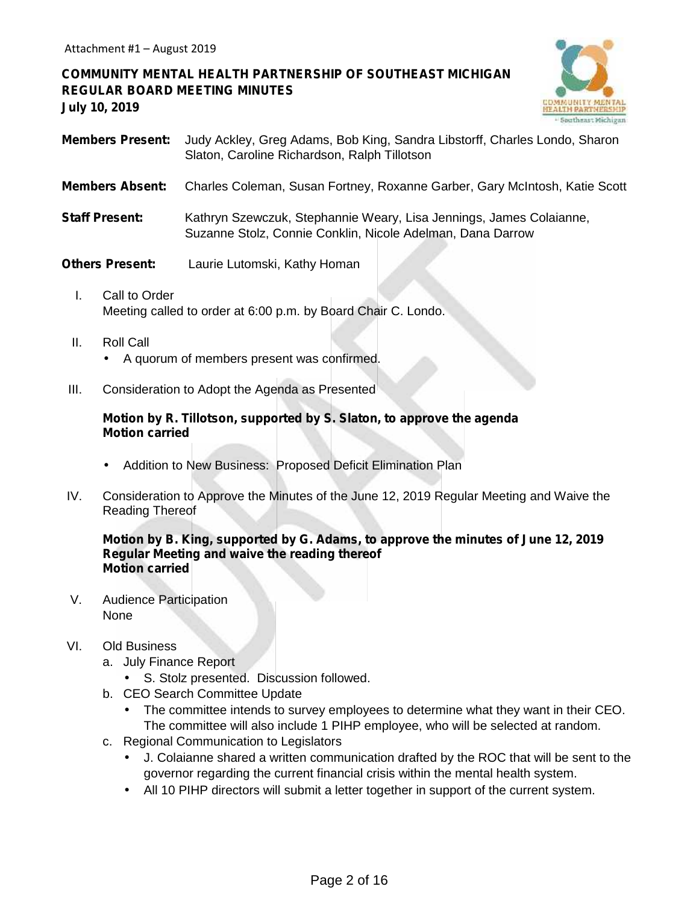Attachment #1 – August 2019

**COMMUNITY MENTAL HEALTH PARTNERSHIP OF SOUTHEAST MICHIGAN**
**REGULAR BOARD MEETING MINUTES**
**July 10, 2019**

**Members Present:** Judy Ackley, Greg Adams, Bob King, Sandra Libstorff, Charles Londo, Sharon Slaton, Caroline Richardson, Ralph Tillotson

**Members Absent:** Charles Coleman, Susan Fortney, Roxanne Garber, Gary McIntosh, Katie Scott

**Staff Present:** Kathryn Szewczuk, Stephannie Weary, Lisa Jennings, James Colaianne, Suzanne Stolz, Connie Conklin, Nicole Adelman, Dana Darrow

**Others Present:** Laurie Lutomski, Kathy Homan

I. Call to Order
   Meeting called to order at 6:00 p.m. by Board Chair C. Londo.

II. Roll Call
   - A quorum of members present was confirmed.

III. Consideration to Adopt the Agenda as Presented

   **Motion by R. Tillotson, supported by S. Slaton, to approve the agenda**
   **Motion carried**

   - Addition to New Business: Proposed Deficit Elimination Plan

IV. Consideration to Approve the Minutes of the June 12, 2019 Regular Meeting and Waive the Reading Thereof

   **Motion by B. King, supported by G. Adams, to approve the minutes of June 12, 2019 Regular Meeting and waive the reading thereof**
   **Motion carried**

V. Audience Participation
   None

VI. Old Business
   a. July Finance Report
      - S. Stolz presented. Discussion followed.
   b. CEO Search Committee Update
      - The committee intends to survey employees to determine what they want in their CEO. The committee will also include 1 PIHP employee, who will be selected at random.
   c. Regional Communication to Legislators
      - J. Colaianne shared a written communication drafted by the ROC that will be sent to the governor regarding the current financial crisis within the mental health system.
      - All 10 PIHP directors will submit a letter together in support of the current system.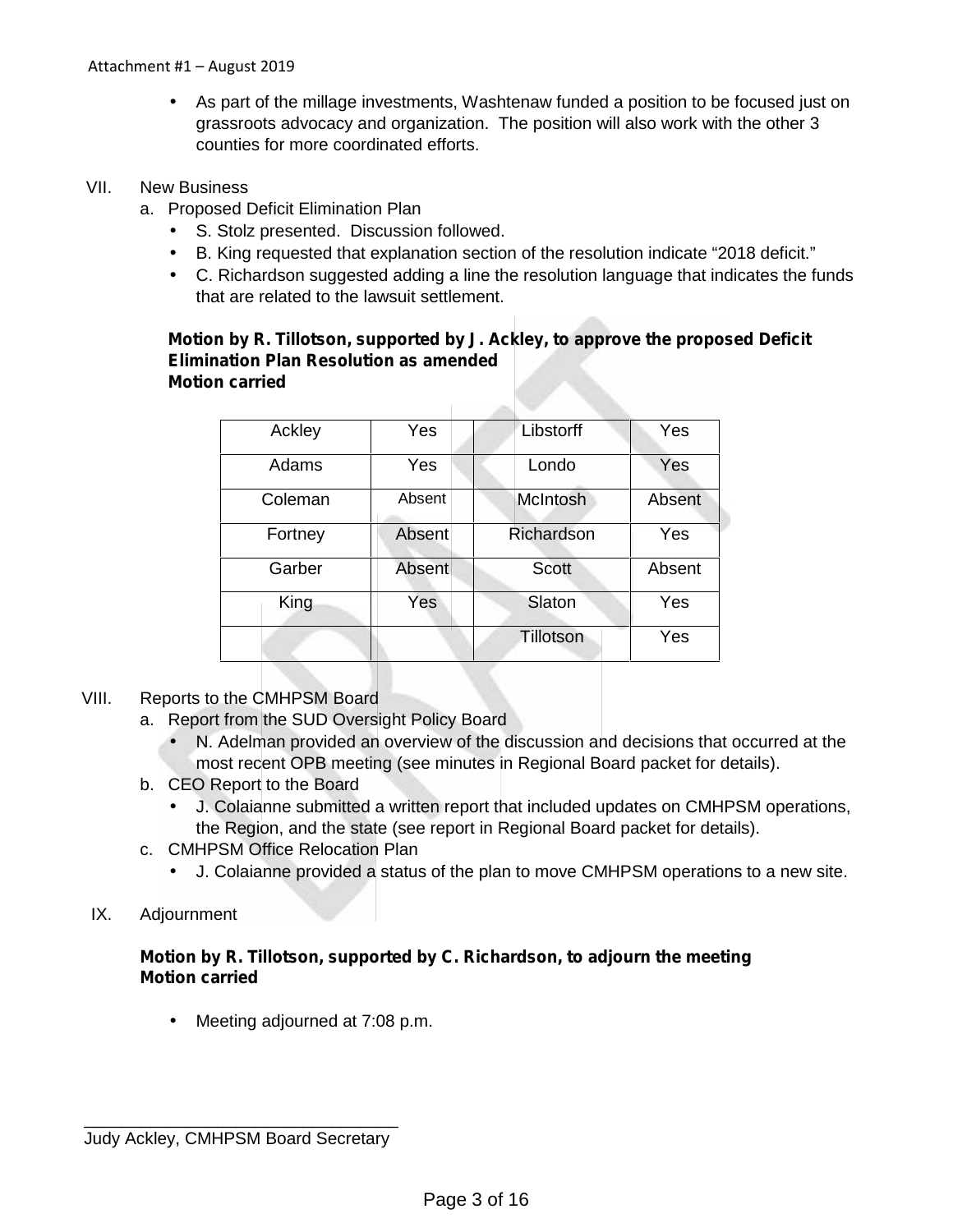Attachment #1 – August 2019

- As part of the millage investments, Washtenaw funded a position to be focused just on grassroots advocacy and organization. The position will also work with the other 3 counties for more coordinated efforts.

VII. New Business

a. Proposed Deficit Elimination Plan

- S. Stolz presented. Discussion followed.
- B. King requested that explanation section of the resolution indicate "2018 deficit."
- C. Richardson suggested adding a line the resolution language that indicates the funds that are related to the lawsuit settlement.

**Motion by R. Tillotson, supported by J. Ackley, to approve the proposed Deficit Elimination Plan Resolution as amended**
**Motion carried**

| Ackley | Yes | Libstorff | Yes |
|---|---|---|---|
| Adams | Yes | Londo | Yes |
| Coleman | Absent | McIntosh | Absent |
| Fortney | Absent | Richardson | Yes |
| Garber | Absent | Scott | Absent |
| King | Yes | Slaton | Yes |
| | | Tillotson | Yes |

VIII. Reports to the CMHPSM Board

a. Report from the SUD Oversight Policy Board

- N. Adelman provided an overview of the discussion and decisions that occurred at the most recent OPB meeting (see minutes in Regional Board packet for details).

b. CEO Report to the Board

- J. Colaianne submitted a written report that included updates on CMHPSM operations, the Region, and the state (see report in Regional Board packet for details).

c. CMHPSM Office Relocation Plan

- J. Colaianne provided a status of the plan to move CMHPSM operations to a new site.

IX. Adjournment

**Motion by R. Tillotson, supported by C. Richardson, to adjourn the meeting**
**Motion carried**

- Meeting adjourned at 7:08 p.m.

\_\_\_\_\_\_\_\_\_\_\_\_\_\_\_\_\_\_\_\_\_\_\_\_\_\_\_\_\_\_\_\_\_\_

Judy Ackley, CMHPSM Board Secretary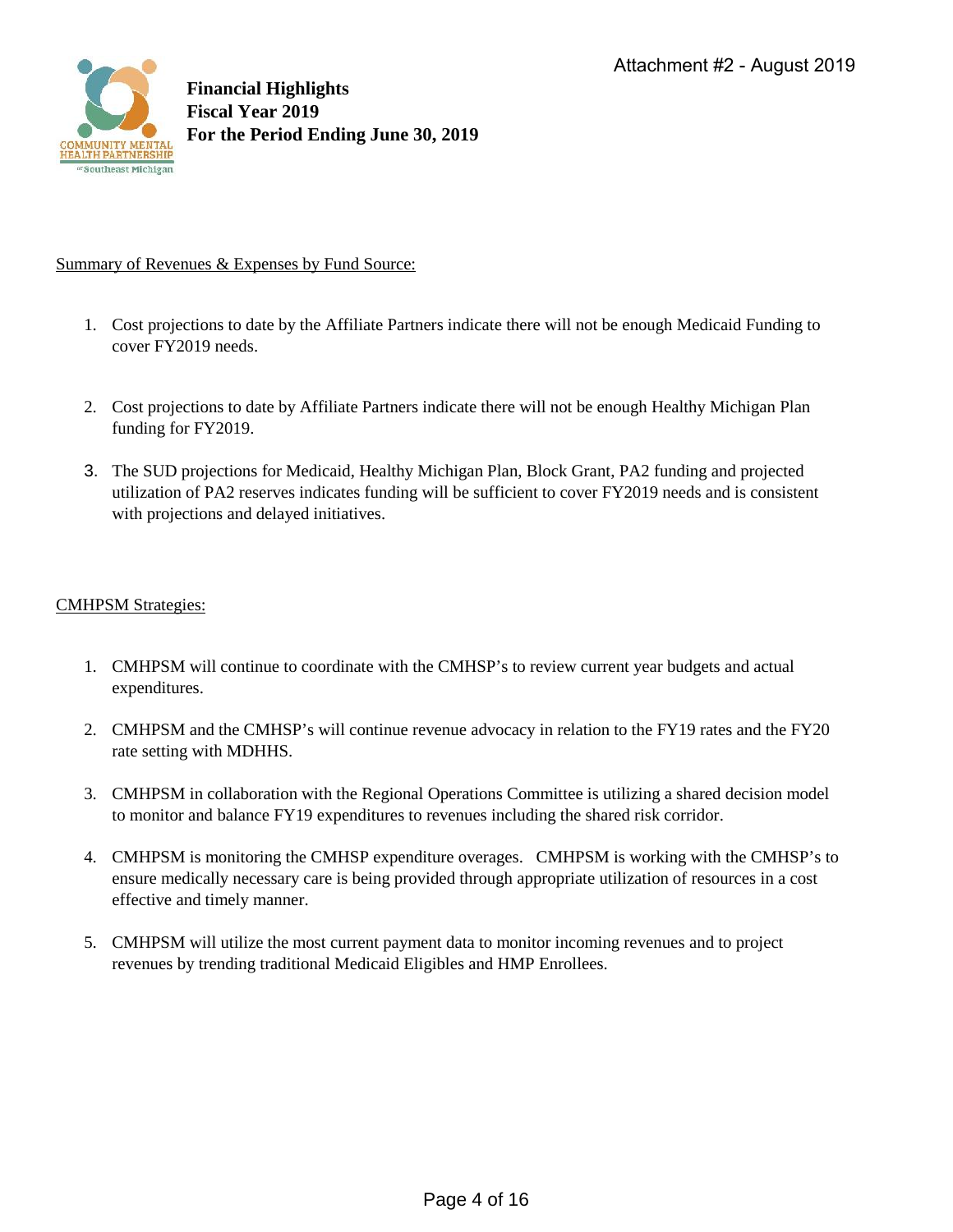Attachment #2 - August 2019

**Financial Highlights**
**Fiscal Year 2019**
**For the Period Ending June 30, 2019**

Summary of Revenues & Expenses by Fund Source:

1. Cost projections to date by the Affiliate Partners indicate there will not be enough Medicaid Funding to cover FY2019 needs.

2. Cost projections to date by Affiliate Partners indicate there will not be enough Healthy Michigan Plan funding for FY2019.

3. The SUD projections for Medicaid, Healthy Michigan Plan, Block Grant, PA2 funding and projected utilization of PA2 reserves indicates funding will be sufficient to cover FY2019 needs and is consistent with projections and delayed initiatives.

CMHPSM Strategies:

1. CMHPSM will continue to coordinate with the CMHSP's to review current year budgets and actual expenditures.

2. CMHPSM and the CMHSP's will continue revenue advocacy in relation to the FY19 rates and the FY20 rate setting with MDHHS.

3. CMHPSM in collaboration with the Regional Operations Committee is utilizing a shared decision model to monitor and balance FY19 expenditures to revenues including the shared risk corridor.

4. CMHPSM is monitoring the CMHSP expenditure overages. CMHPSM is working with the CMHSP's to ensure medically necessary care is being provided through appropriate utilization of resources in a cost effective and timely manner.

5. CMHPSM will utilize the most current payment data to monitor incoming revenues and to project revenues by trending traditional Medicaid Eligibles and HMP Enrollees.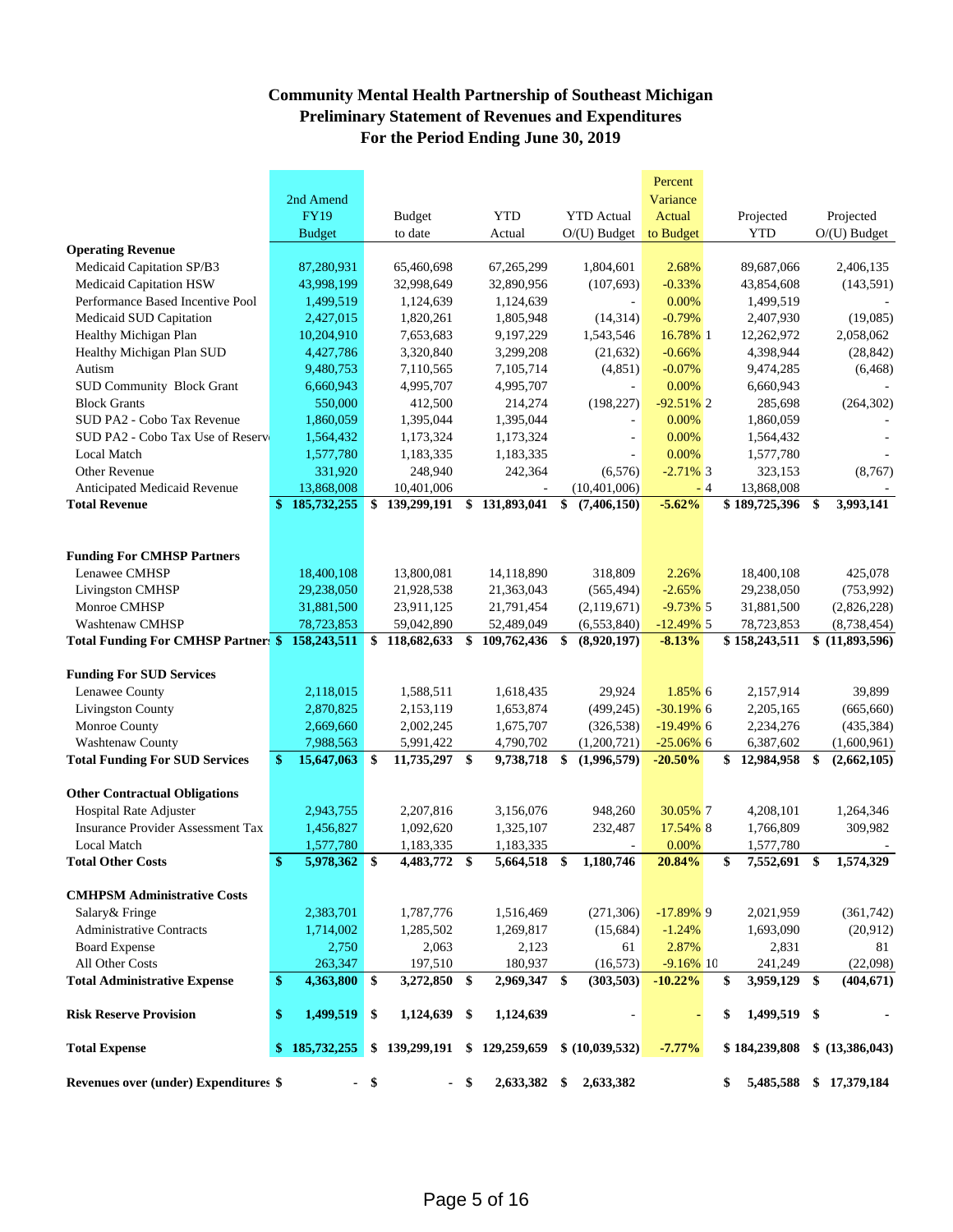**Community Mental Health Partnership of Southeast Michigan**
**Preliminary Statement of Revenues and Expenditures**
**For the Period Ending June 30, 2019**

| | 2nd Amend FY19 Budget | Budget to date | YTD Actual | YTD Actual O/(U) Budget | Percent Variance Actual to Budget | | Projected YTD | Projected O/(U) Budget |
|---|---|---|---|---|---|---|---|---|
| **Operating Revenue** | | | | | | | | |
| Medicaid Capitation SP/B3 | 87,280,931 | 65,460,698 | 67,265,299 | 1,804,601 | 2.68% | | 89,687,066 | 2,406,135 |
| Medicaid Capitation HSW | 43,998,199 | 32,998,649 | 32,890,956 | (107,693) | -0.33% | | 43,854,608 | (143,591) |
| Performance Based Incentive Pool | 1,499,519 | 1,124,639 | 1,124,639 | - | 0.00% | | 1,499,519 | - |
| Medicaid SUD Capitation | 2,427,015 | 1,820,261 | 1,805,948 | (14,314) | -0.79% | | 2,407,930 | (19,085) |
| Healthy Michigan Plan | 10,204,910 | 7,653,683 | 9,197,229 | 1,543,546 | 16.78% | 1 | 12,262,972 | 2,058,062 |
| Healthy Michigan Plan SUD | 4,427,786 | 3,320,840 | 3,299,208 | (21,632) | -0.66% | | 4,398,944 | (28,842) |
| Autism | 9,480,753 | 7,110,565 | 7,105,714 | (4,851) | -0.07% | | 9,474,285 | (6,468) |
| SUD Community Block Grant | 6,660,943 | 4,995,707 | 4,995,707 | - | 0.00% | | 6,660,943 | - |
| Block Grants | 550,000 | 412,500 | 214,274 | (198,227) | -92.51% | 2 | 285,698 | (264,302) |
| SUD PA2 - Cobo Tax Revenue | 1,860,059 | 1,395,044 | 1,395,044 | - | 0.00% | | 1,860,059 | - |
| SUD PA2 - Cobo Tax Use of Reserve | 1,564,432 | 1,173,324 | 1,173,324 | - | 0.00% | | 1,564,432 | - |
| Local Match | 1,577,780 | 1,183,335 | 1,183,335 | - | 0.00% | | 1,577,780 | - |
| Other Revenue | 331,920 | 248,940 | 242,364 | (6,576) | -2.71% | 3 | 323,153 | (8,767) |
| Anticipated Medicaid Revenue | 13,868,008 | 10,401,006 | - | (10,401,006) | - | 4 | 13,868,008 | - |
| **Total Revenue** | **$ 185,732,255** | **$ 139,299,191** | **$ 131,893,041** | **$ (7,406,150)** | **-5.62%** | | **$ 189,725,396** | **$ 3,993,141** |
| | | | | | | | | |
| **Funding For CMHSP Partners** | | | | | | | | |
| Lenawee CMHSP | 18,400,108 | 13,800,081 | 14,118,890 | 318,809 | 2.26% | | 18,400,108 | 425,078 |
| Livingston CMHSP | 29,238,050 | 21,928,538 | 21,363,043 | (565,494) | -2.65% | | 29,238,050 | (753,992) |
| Monroe CMHSP | 31,881,500 | 23,911,125 | 21,791,454 | (2,119,671) | -9.73% | 5 | 31,881,500 | (2,826,228) |
| Washtenaw CMHSP | 78,723,853 | 59,042,890 | 52,489,049 | (6,553,840) | -12.49% | 5 | 78,723,853 | (8,738,454) |
| **Total Funding For CMHSP Partners** | **$ 158,243,511** | **$ 118,682,633** | **$ 109,762,436** | **$ (8,920,197)** | **-8.13%** | | **$ 158,243,511** | **$ (11,893,596)** |
| | | | | | | | | |
| **Funding For SUD Services** | | | | | | | | |
| Lenawee County | 2,118,015 | 1,588,511 | 1,618,435 | 29,924 | 1.85% | 6 | 2,157,914 | 39,899 |
| Livingston County | 2,870,825 | 2,153,119 | 1,653,874 | (499,245) | -30.19% | 6 | 2,205,165 | (665,660) |
| Monroe County | 2,669,660 | 2,002,245 | 1,675,707 | (326,538) | -19.49% | 6 | 2,234,276 | (435,384) |
| Washtenaw County | 7,988,563 | 5,991,422 | 4,790,702 | (1,200,721) | -25.06% | 6 | 6,387,602 | (1,600,961) |
| **Total Funding For SUD Services** | **$ 15,647,063** | **$ 11,735,297** | **$ 9,738,718** | **$ (1,996,579)** | **-20.50%** | | **$ 12,984,958** | **$ (2,662,105)** |
| | | | | | | | | |
| **Other Contractual Obligations** | | | | | | | | |
| Hospital Rate Adjuster | 2,943,755 | 2,207,816 | 3,156,076 | 948,260 | 30.05% | 7 | 4,208,101 | 1,264,346 |
| Insurance Provider Assessment Tax | 1,456,827 | 1,092,620 | 1,325,107 | 232,487 | 17.54% | 8 | 1,766,809 | 309,982 |
| Local Match | 1,577,780 | 1,183,335 | 1,183,335 | - | 0.00% | | 1,577,780 | - |
| **Total Other Costs** | **$ 5,978,362** | **$ 4,483,772** | **$ 5,664,518** | **$ 1,180,746** | **20.84%** | | **$ 7,552,691** | **$ 1,574,329** |
| | | | | | | | | |
| **CMHPSM Administrative Costs** | | | | | | | | |
| Salary& Fringe | 2,383,701 | 1,787,776 | 1,516,469 | (271,306) | -17.89% | 9 | 2,021,959 | (361,742) |
| Administrative Contracts | 1,714,002 | 1,285,502 | 1,269,817 | (15,684) | -1.24% | | 1,693,090 | (20,912) |
| Board Expense | 2,750 | 2,063 | 2,123 | 61 | 2.87% | | 2,831 | 81 |
| All Other Costs | 263,347 | 197,510 | 180,937 | (16,573) | -9.16% | 10 | 241,249 | (22,098) |
| **Total Administrative Expense** | **$ 4,363,800** | **$ 3,272,850** | **$ 2,969,347** | **$ (303,503)** | **-10.22%** | | **$ 3,959,129** | **$ (404,671)** |
| | | | | | | | | |
| **Risk Reserve Provision** | **$ 1,499,519** | **$ 1,124,639** | **$ 1,124,639** | - | - | | **$ 1,499,519** | **$ -** |
| | | | | | | | | |
| **Total Expense** | **$ 185,732,255** | **$ 139,299,191** | **$ 129,259,659** | **$ (10,039,532)** | **-7.77%** | | **$ 184,239,808** | **$ (13,386,043)** |
| | | | | | | | | |
| **Revenues over (under) Expenditures** | **$ -** | **$ -** | **$ 2,633,382** | **$ 2,633,382** | | | **$ 5,485,588** | **$ 17,379,184** |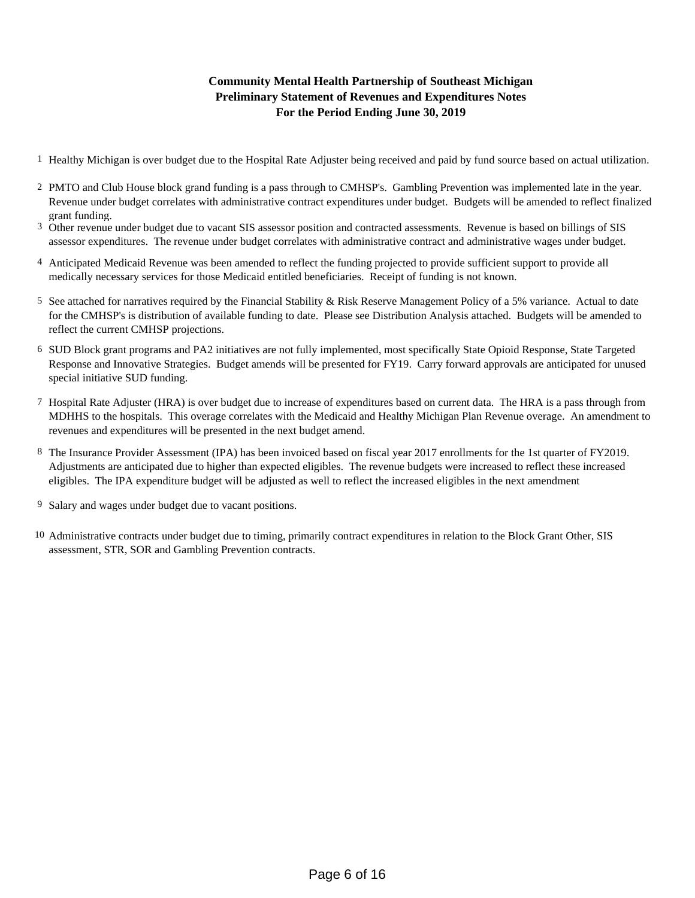**Community Mental Health Partnership of Southeast Michigan**
**Preliminary Statement of Revenues and Expenditures Notes**
**For the Period Ending June 30, 2019**

1. Healthy Michigan is over budget due to the Hospital Rate Adjuster being received and paid by fund source based on actual utilization.

2. PMTO and Club House block grand funding is a pass through to CMHSP's. Gambling Prevention was implemented late in the year. Revenue under budget correlates with administrative contract expenditures under budget. Budgets will be amended to reflect finalized grant funding.

3. Other revenue under budget due to vacant SIS assessor position and contracted assessments. Revenue is based on billings of SIS assessor expenditures. The revenue under budget correlates with administrative contract and administrative wages under budget.

4. Anticipated Medicaid Revenue was been amended to reflect the funding projected to provide sufficient support to provide all medically necessary services for those Medicaid entitled beneficiaries. Receipt of funding is not known.

5. See attached for narratives required by the Financial Stability & Risk Reserve Management Policy of a 5% variance. Actual to date for the CMHSP's is distribution of available funding to date. Please see Distribution Analysis attached. Budgets will be amended to reflect the current CMHSP projections.

6. SUD Block grant programs and PA2 initiatives are not fully implemented, most specifically State Opioid Response, State Targeted Response and Innovative Strategies. Budget amends will be presented for FY19. Carry forward approvals are anticipated for unused special initiative SUD funding.

7. Hospital Rate Adjuster (HRA) is over budget due to increase of expenditures based on current data. The HRA is a pass through from MDHHS to the hospitals. This overage correlates with the Medicaid and Healthy Michigan Plan Revenue overage. An amendment to revenues and expenditures will be presented in the next budget amend.

8. The Insurance Provider Assessment (IPA) has been invoiced based on fiscal year 2017 enrollments for the 1st quarter of FY2019. Adjustments are anticipated due to higher than expected eligibles. The revenue budgets were increased to reflect these increased eligibles. The IPA expenditure budget will be adjusted as well to reflect the increased eligibles in the next amendment

9. Salary and wages under budget due to vacant positions.

10. Administrative contracts under budget due to timing, primarily contract expenditures in relation to the Block Grant Other, SIS assessment, STR, SOR and Gambling Prevention contracts.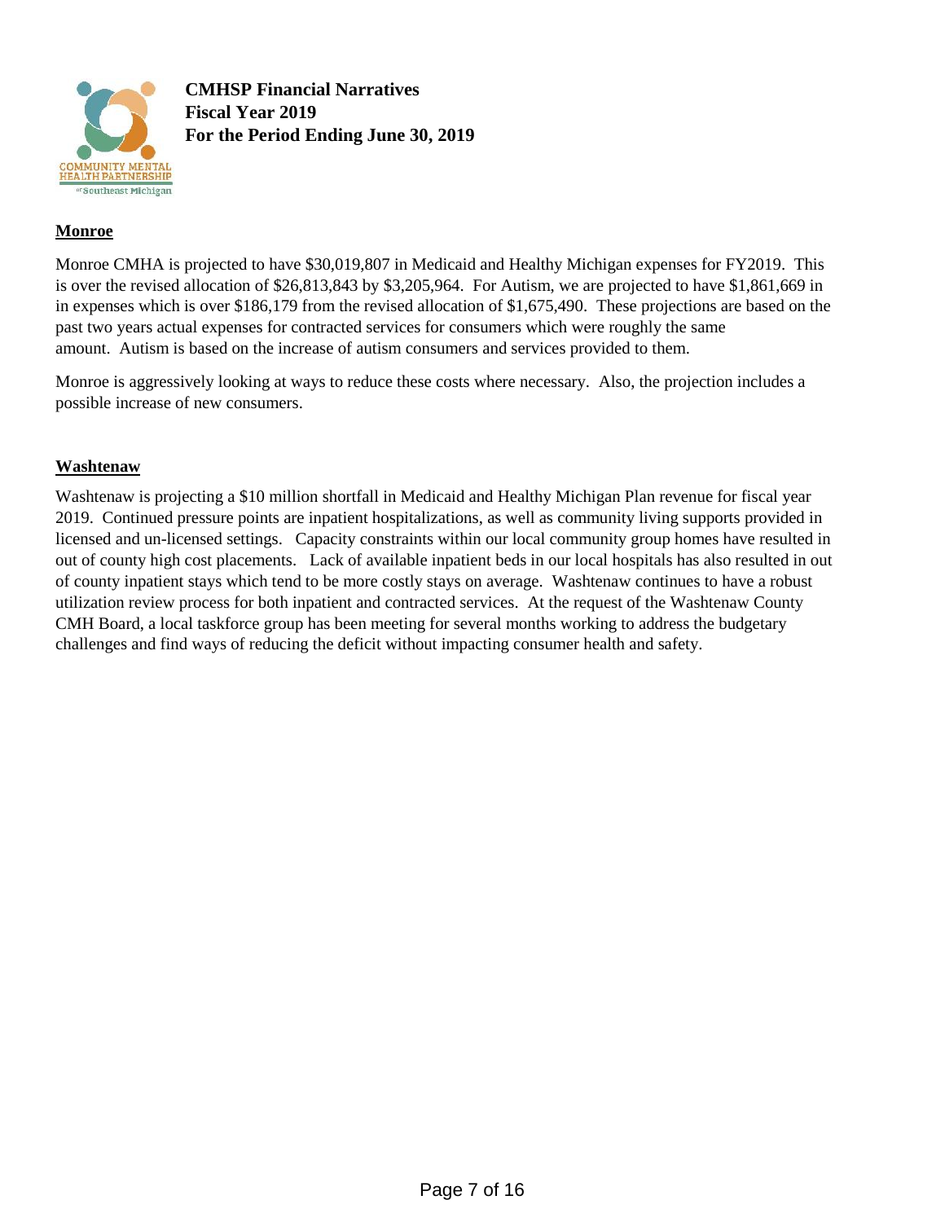**CMHSP Financial Narratives**
**Fiscal Year 2019**
**For the Period Ending June 30, 2019**

## Monroe

Monroe CMHA is projected to have $30,019,807 in Medicaid and Healthy Michigan expenses for FY2019. This is over the revised allocation of $26,813,843 by $3,205,964. For Autism, we are projected to have $1,861,669 in in expenses which is over $186,179 from the revised allocation of $1,675,490. These projections are based on the past two years actual expenses for contracted services for consumers which were roughly the same amount. Autism is based on the increase of autism consumers and services provided to them.

Monroe is aggressively looking at ways to reduce these costs where necessary. Also, the projection includes a possible increase of new consumers.

## Washtenaw

Washtenaw is projecting a $10 million shortfall in Medicaid and Healthy Michigan Plan revenue for fiscal year 2019. Continued pressure points are inpatient hospitalizations, as well as community living supports provided in licensed and un-licensed settings. Capacity constraints within our local community group homes have resulted in out of county high cost placements. Lack of available inpatient beds in our local hospitals has also resulted in out of county inpatient stays which tend to be more costly stays on average. Washtenaw continues to have a robust utilization review process for both inpatient and contracted services. At the request of the Washtenaw County CMH Board, a local taskforce group has been meeting for several months working to address the budgetary challenges and find ways of reducing the deficit without impacting consumer health and safety.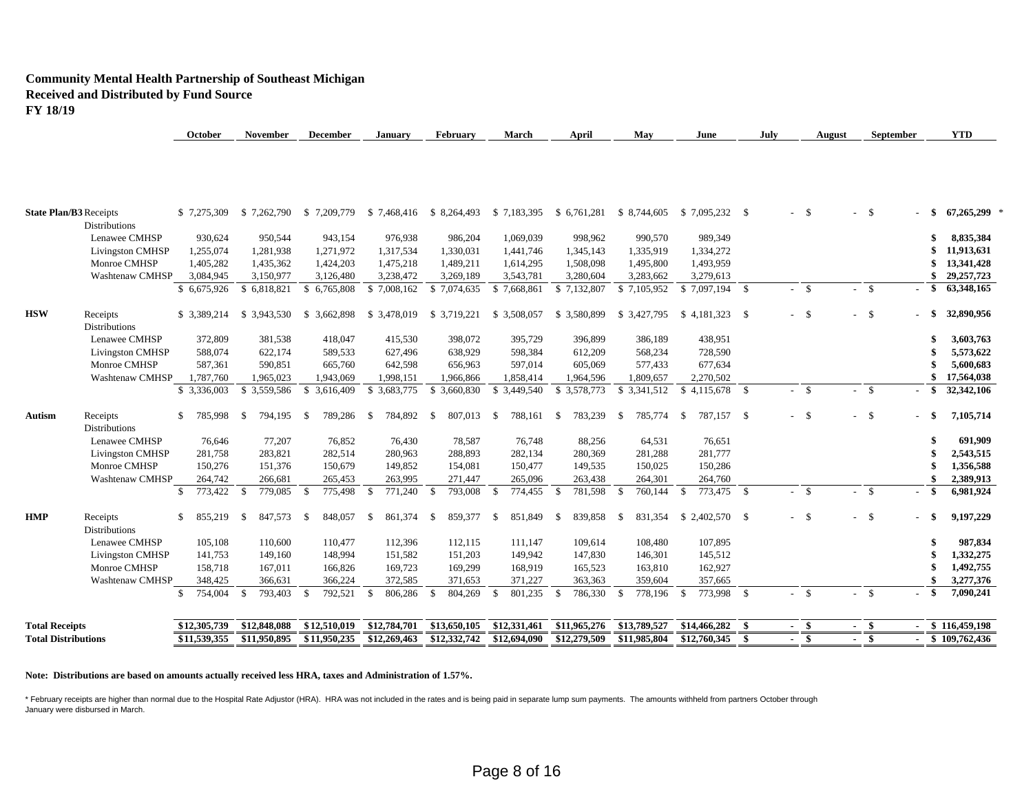**Community Mental Health Partnership of Southeast Michigan**
**Received and Distributed by Fund Source**
**FY 18/19**

| | | October | November | December | January | February | March | April | May | June | July | August | September | YTD |
|---|---|---|---|---|---|---|---|---|---|---|---|---|---|---|
| **State Plan/B3** | Receipts | $ 7,275,309 | $ 7,262,790 | $ 7,209,779 | $ 7,468,416 | $ 8,264,493 | $ 7,183,395 | $ 6,761,281 | $ 8,744,605 | $ 7,095,232 | $ - | $ - | $ - | **$ 67,265,299** * |
| | Distributions | | | | | | | | | | | | | |
| | Lenawee CMHSP | 930,624 | 950,544 | 943,154 | 976,938 | 986,204 | 1,069,039 | 998,962 | 990,570 | 989,349 | | | | **$ 8,835,384** |
| | Livingston CMHSP | 1,255,074 | 1,281,938 | 1,271,972 | 1,317,534 | 1,330,031 | 1,441,746 | 1,345,143 | 1,335,919 | 1,334,272 | | | | **$ 11,913,631** |
| | Monroe CMHSP | 1,405,282 | 1,435,362 | 1,424,203 | 1,475,218 | 1,489,211 | 1,614,295 | 1,508,098 | 1,495,800 | 1,493,959 | | | | **$ 13,341,428** |
| | Washtenaw CMHSP | 3,084,945 | 3,150,977 | 3,126,480 | 3,238,472 | 3,269,189 | 3,543,781 | 3,280,604 | 3,283,662 | 3,279,613 | | | | **$ 29,257,723** |
| | | $ 6,675,926 | $ 6,818,821 | $ 6,765,808 | $ 7,008,162 | $ 7,074,635 | $ 7,668,861 | $ 7,132,807 | $ 7,105,952 | $ 7,097,194 | $ - | $ - | $ - | **$ 63,348,165** |
| **HSW** | Receipts | $ 3,389,214 | $ 3,943,530 | $ 3,662,898 | $ 3,478,019 | $ 3,719,221 | $ 3,508,057 | $ 3,580,899 | $ 3,427,795 | $ 4,181,323 | $ - | $ - | $ - | **$ 32,890,956** |
| | Distributions | | | | | | | | | | | | | |
| | Lenawee CMHSP | 372,809 | 381,538 | 418,047 | 415,530 | 398,072 | 395,729 | 396,899 | 386,189 | 438,951 | | | | **$ 3,603,763** |
| | Livingston CMHSP | 588,074 | 622,174 | 589,533 | 627,496 | 638,929 | 598,384 | 612,209 | 568,234 | 728,590 | | | | **$ 5,573,622** |
| | Monroe CMHSP | 587,361 | 590,851 | 665,760 | 642,598 | 656,963 | 597,014 | 605,069 | 577,433 | 677,634 | | | | **$ 5,600,683** |
| | Washtenaw CMHSP | 1,787,760 | 1,965,023 | 1,943,069 | 1,998,151 | 1,966,866 | 1,858,414 | 1,964,596 | 1,809,657 | 2,270,502 | | | | **$ 17,564,038** |
| | | $ 3,336,003 | $ 3,559,586 | $ 3,616,409 | $ 3,683,775 | $ 3,660,830 | $ 3,449,540 | $ 3,578,773 | $ 3,341,512 | $ 4,115,678 | $ - | $ - | $ - | **$ 32,342,106** |
| **Autism** | Receipts | $ 785,998 | $ 794,195 | $ 789,286 | $ 784,892 | $ 807,013 | $ 788,161 | $ 783,239 | $ 785,774 | $ 787,157 | $ - | $ - | $ - | **$ 7,105,714** |
| | Distributions | | | | | | | | | | | | | |
| | Lenawee CMHSP | 76,646 | 77,207 | 76,852 | 76,430 | 78,587 | 76,748 | 88,256 | 64,531 | 76,651 | | | | **$ 691,909** |
| | Livingston CMHSP | 281,758 | 283,821 | 282,514 | 280,963 | 288,893 | 282,134 | 280,369 | 281,288 | 281,777 | | | | **$ 2,543,515** |
| | Monroe CMHSP | 150,276 | 151,376 | 150,679 | 149,852 | 154,081 | 150,477 | 149,535 | 150,025 | 150,286 | | | | **$ 1,356,588** |
| | Washtenaw CMHSP | 264,742 | 266,681 | 265,453 | 263,995 | 271,447 | 265,096 | 263,438 | 264,301 | 264,760 | | | | **$ 2,389,913** |
| | | $ 773,422 | $ 779,085 | $ 775,498 | $ 771,240 | $ 793,008 | $ 774,455 | $ 781,598 | $ 760,144 | $ 773,475 | $ - | $ - | $ - | **$ 6,981,924** |
| **HMP** | Receipts | $ 855,219 | $ 847,573 | $ 848,057 | $ 861,374 | $ 859,377 | $ 851,849 | $ 839,858 | $ 831,354 | $ 2,402,570 | $ - | $ - | $ - | **$ 9,197,229** |
| | Distributions | | | | | | | | | | | | | |
| | Lenawee CMHSP | 105,108 | 110,600 | 110,477 | 112,396 | 112,115 | 111,147 | 109,614 | 108,480 | 107,895 | | | | **$ 987,834** |
| | Livingston CMHSP | 141,753 | 149,160 | 148,994 | 151,582 | 151,203 | 149,942 | 147,830 | 146,301 | 145,512 | | | | **$ 1,332,275** |
| | Monroe CMHSP | 158,718 | 167,011 | 166,826 | 169,723 | 169,299 | 168,919 | 165,523 | 163,810 | 162,927 | | | | **$ 1,492,755** |
| | Washtenaw CMHSP | 348,425 | 366,631 | 366,224 | 372,585 | 371,653 | 371,227 | 363,363 | 359,604 | 357,665 | | | | **$ 3,277,376** |
| | | $ 754,004 | $ 793,403 | $ 792,521 | $ 806,286 | $ 804,269 | $ 801,235 | $ 786,330 | $ 778,196 | $ 773,998 | $ - | $ - | $ - | **$ 7,090,241** |
| **Total Receipts** | | **$12,305,739** | **$12,848,088** | **$12,510,019** | **$12,784,701** | **$13,650,105** | **$12,331,461** | **$11,965,276** | **$13,789,527** | **$14,466,282** | **$ -** | **$ -** | **$ -** | **$ 116,459,198** |
| **Total Distributions** | | **$11,539,355** | **$11,950,895** | **$11,950,235** | **$12,269,463** | **$12,332,742** | **$12,694,090** | **$12,279,509** | **$11,985,804** | **$12,760,345** | **$ -** | **$ -** | **$ -** | **$ 109,762,436** |

**Note: Distributions are based on amounts actually received less HRA, taxes and Administration of 1.57%.**

* February receipts are higher than normal due to the Hospital Rate Adjustor (HRA). HRA was not included in the rates and is being paid in separate lump sum payments. The amounts withheld from partners October through January were disbursed in March.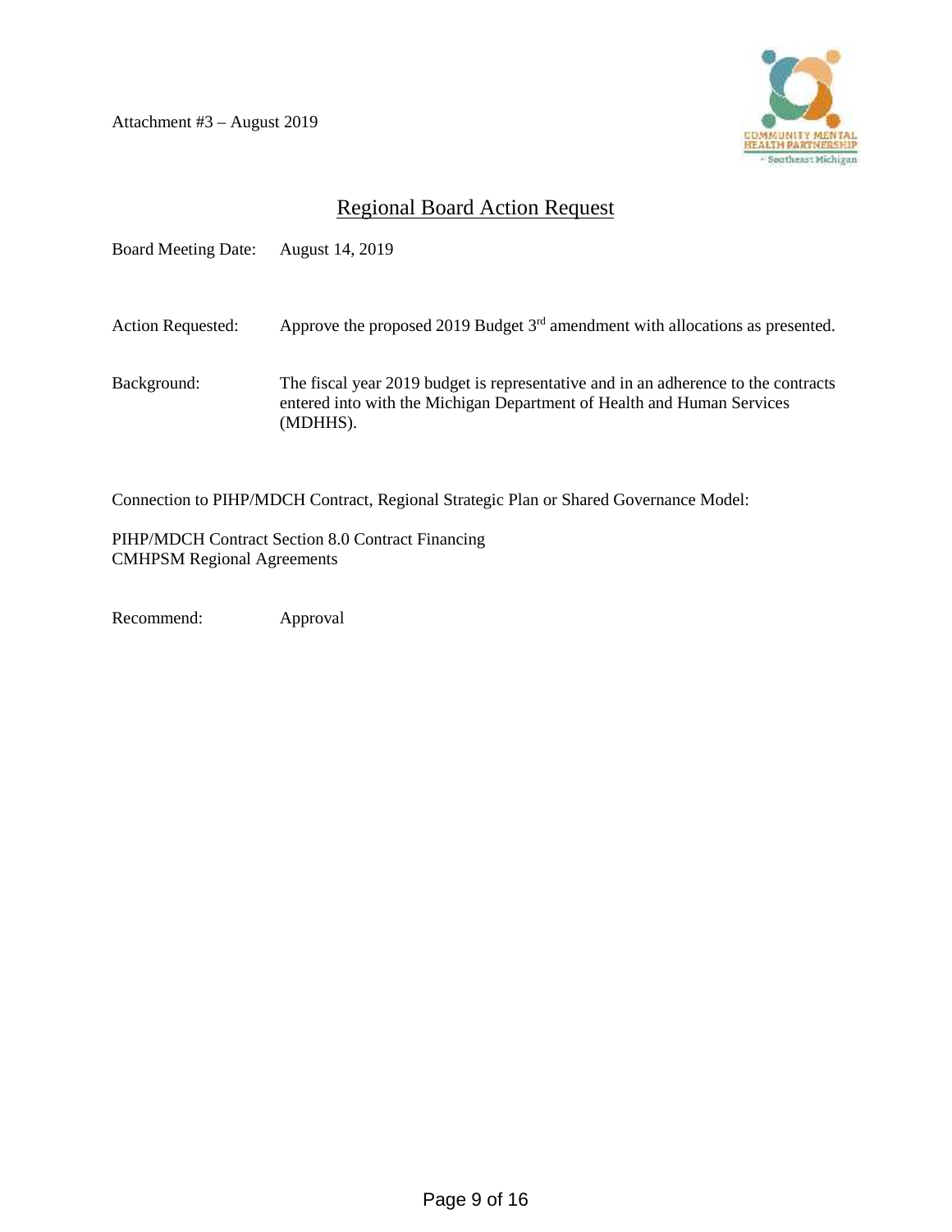Attachment #3 – August 2019

## Regional Board Action Request

Board Meeting Date: August 14, 2019

Action Requested: Approve the proposed 2019 Budget 3rd amendment with allocations as presented.

Background: The fiscal year 2019 budget is representative and in an adherence to the contracts entered into with the Michigan Department of Health and Human Services (MDHHS).

Connection to PIHP/MDCH Contract, Regional Strategic Plan or Shared Governance Model:

PIHP/MDCH Contract Section 8.0 Contract Financing
CMHPSM Regional Agreements

Recommend: Approval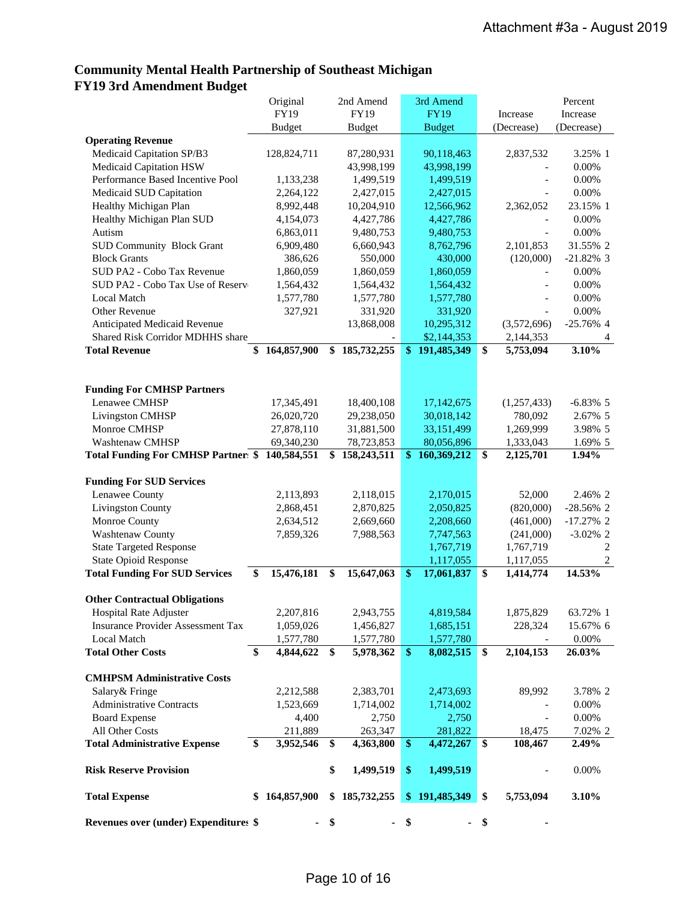Attachment #3a - August 2019

# Community Mental Health Partnership of Southeast Michigan
## FY19 3rd Amendment Budget

| | Original FY19 Budget | 2nd Amend FY19 Budget | 3rd Amend FY19 Budget | Increase (Decrease) | Percent Increase (Decrease) | |
|---|---|---|---|---|---|---|
| **Operating Revenue** | | | | | | |
| Medicaid Capitation SP/B3 | 128,824,711 | 87,280,931 | 90,118,463 | 2,837,532 | 3.25% | 1 |
| Medicaid Capitation HSW | | 43,998,199 | 43,998,199 | - | 0.00% | |
| Performance Based Incentive Pool | 1,133,238 | 1,499,519 | 1,499,519 | - | 0.00% | |
| Medicaid SUD Capitation | 2,264,122 | 2,427,015 | 2,427,015 | - | 0.00% | |
| Healthy Michigan Plan | 8,992,448 | 10,204,910 | 12,566,962 | 2,362,052 | 23.15% | 1 |
| Healthy Michigan Plan SUD | 4,154,073 | 4,427,786 | 4,427,786 | - | 0.00% | |
| Autism | 6,863,011 | 9,480,753 | 9,480,753 | - | 0.00% | |
| SUD Community Block Grant | 6,909,480 | 6,660,943 | 8,762,796 | 2,101,853 | 31.55% | 2 |
| Block Grants | 386,626 | 550,000 | 430,000 | (120,000) | -21.82% | 3 |
| SUD PA2 - Cobo Tax Revenue | 1,860,059 | 1,860,059 | 1,860,059 | - | 0.00% | |
| SUD PA2 - Cobo Tax Use of Reserv | 1,564,432 | 1,564,432 | 1,564,432 | - | 0.00% | |
| Local Match | 1,577,780 | 1,577,780 | 1,577,780 | - | 0.00% | |
| Other Revenue | 327,921 | 331,920 | 331,920 | - | 0.00% | |
| Anticipated Medicaid Revenue | | 13,868,008 | 10,295,312 | (3,572,696) | -25.76% | 4 |
| Shared Risk Corridor MDHHS share | | - | $2,144,353 | 2,144,353 | | 4 |
| **Total Revenue** | **$ 164,857,900** | **$ 185,732,255** | **$ 191,485,349** | **$ 5,753,094** | **3.10%** | |
| | | | | | | |
| **Funding For CMHSP Partners** | | | | | | |
| Lenawee CMHSP | 17,345,491 | 18,400,108 | 17,142,675 | (1,257,433) | -6.83% | 5 |
| Livingston CMHSP | 26,020,720 | 29,238,050 | 30,018,142 | 780,092 | 2.67% | 5 |
| Monroe CMHSP | 27,878,110 | 31,881,500 | 33,151,499 | 1,269,999 | 3.98% | 5 |
| Washtenaw CMHSP | 69,340,230 | 78,723,853 | 80,056,896 | 1,333,043 | 1.69% | 5 |
| **Total Funding For CMHSP Partner** | **$ 140,584,551** | **$ 158,243,511** | **$ 160,369,212** | **$ 2,125,701** | **1.94%** | |
| | | | | | | |
| **Funding For SUD Services** | | | | | | |
| Lenawee County | 2,113,893 | 2,118,015 | 2,170,015 | 52,000 | 2.46% | 2 |
| Livingston County | 2,868,451 | 2,870,825 | 2,050,825 | (820,000) | -28.56% | 2 |
| Monroe County | 2,634,512 | 2,669,660 | 2,208,660 | (461,000) | -17.27% | 2 |
| Washtenaw County | 7,859,326 | 7,988,563 | 7,747,563 | (241,000) | -3.02% | 2 |
| State Targeted Response | | | 1,767,719 | 1,767,719 | | 2 |
| State Opioid Response | | | 1,117,055 | 1,117,055 | | 2 |
| **Total Funding For SUD Services** | **$ 15,476,181** | **$ 15,647,063** | **$ 17,061,837** | **$ 1,414,774** | **14.53%** | |
| | | | | | | |
| **Other Contractual Obligations** | | | | | | |
| Hospital Rate Adjuster | 2,207,816 | 2,943,755 | 4,819,584 | 1,875,829 | 63.72% | 1 |
| Insurance Provider Assessment Tax | 1,059,026 | 1,456,827 | 1,685,151 | 228,324 | 15.67% | 6 |
| Local Match | 1,577,780 | 1,577,780 | 1,577,780 | - | 0.00% | |
| **Total Other Costs** | **$ 4,844,622** | **$ 5,978,362** | **$ 8,082,515** | **$ 2,104,153** | **26.03%** | |
| | | | | | | |
| **CMHPSM Administrative Costs** | | | | | | |
| Salary& Fringe | 2,212,588 | 2,383,701 | 2,473,693 | 89,992 | 3.78% | 2 |
| Administrative Contracts | 1,523,669 | 1,714,002 | 1,714,002 | - | 0.00% | |
| Board Expense | 4,400 | 2,750 | 2,750 | - | 0.00% | |
| All Other Costs | 211,889 | 263,347 | 281,822 | 18,475 | 7.02% | 2 |
| **Total Administrative Expense** | **$ 3,952,546** | **$ 4,363,800** | **$ 4,472,267** | **$ 108,467** | **2.49%** | |
| | | | | | | |
| **Risk Reserve Provision** | | **$ 1,499,519** | **$ 1,499,519** | - | 0.00% | |
| | | | | | | |
| **Total Expense** | **$ 164,857,900** | **$ 185,732,255** | **$ 191,485,349** | **$ 5,753,094** | **3.10%** | |
| | | | | | | |
| **Revenues over (under) Expenditures** | **$ -** | **$ -** | **$ -** | **$ -** | | |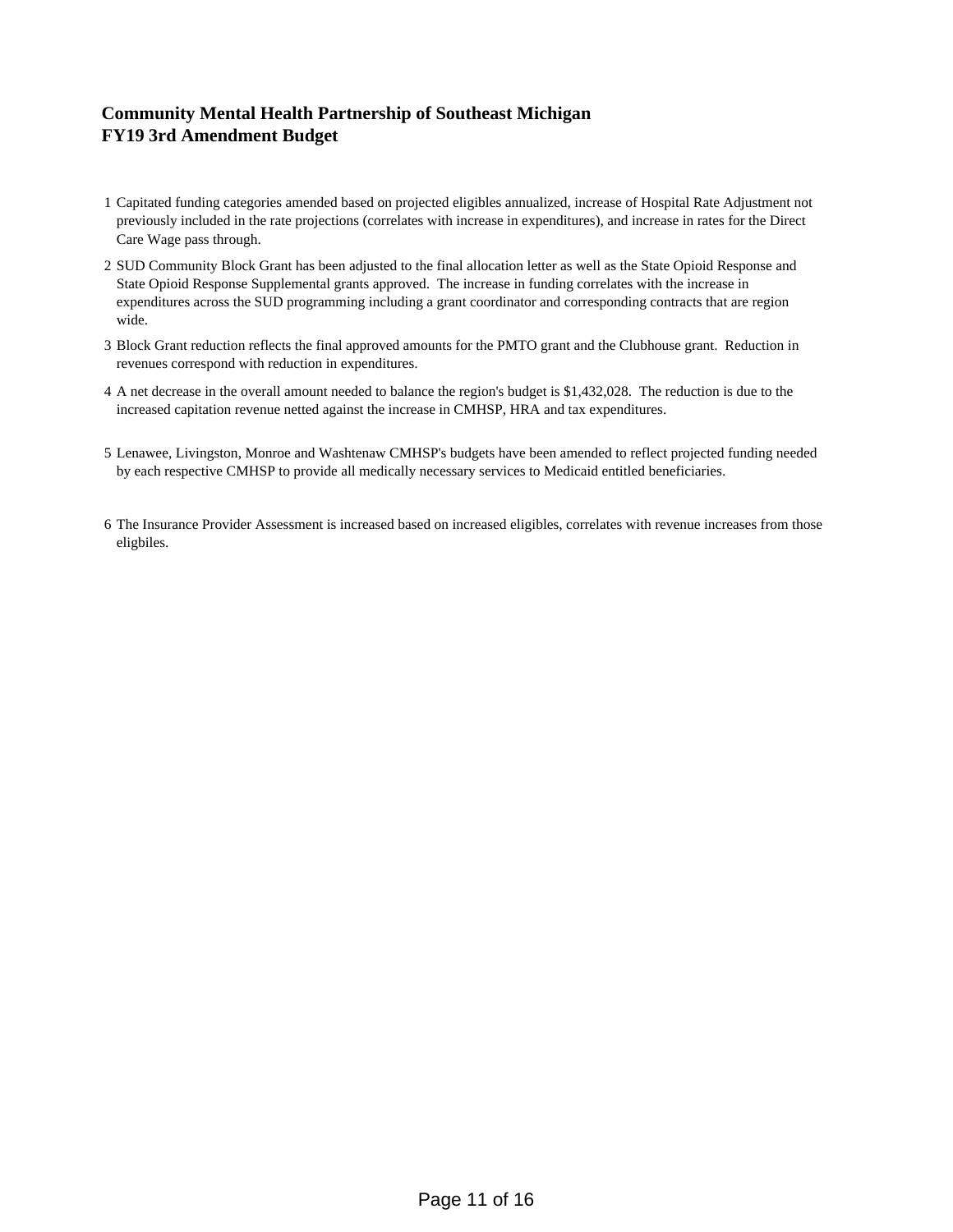**Community Mental Health Partnership of Southeast Michigan**
**FY19 3rd Amendment Budget**

1. Capitated funding categories amended based on projected eligibles annualized, increase of Hospital Rate Adjustment not previously included in the rate projections (correlates with increase in expenditures), and increase in rates for the Direct Care Wage pass through.
2. SUD Community Block Grant has been adjusted to the final allocation letter as well as the State Opioid Response and State Opioid Response Supplemental grants approved. The increase in funding correlates with the increase in expenditures across the SUD programming including a grant coordinator and corresponding contracts that are region wide.
3. Block Grant reduction reflects the final approved amounts for the PMTO grant and the Clubhouse grant. Reduction in revenues correspond with reduction in expenditures.
4. A net decrease in the overall amount needed to balance the region's budget is $1,432,028. The reduction is due to the increased capitation revenue netted against the increase in CMHSP, HRA and tax expenditures.
5. Lenawee, Livingston, Monroe and Washtenaw CMHSP's budgets have been amended to reflect projected funding needed by each respective CMHSP to provide all medically necessary services to Medicaid entitled beneficiaries.
6. The Insurance Provider Assessment is increased based on increased eligibles, correlates with revenue increases from those eligbiles.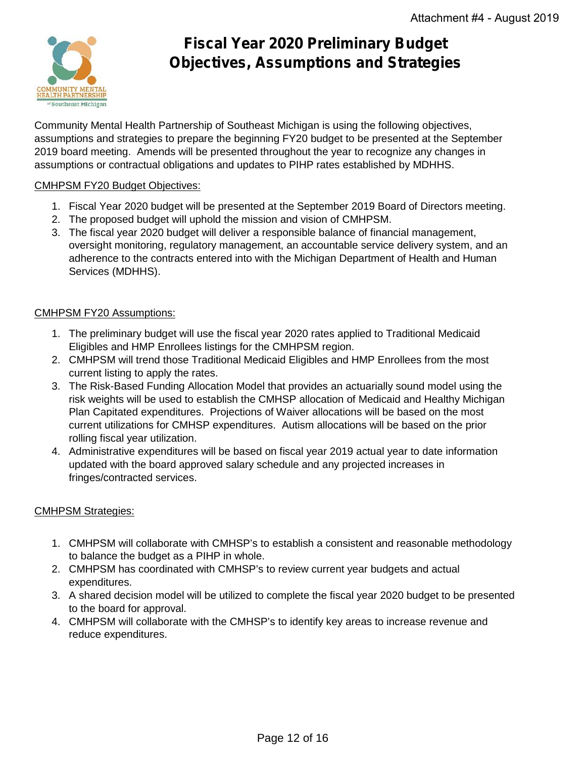Attachment #4 - August 2019

# Fiscal Year 2020 Preliminary Budget Objectives, Assumptions and Strategies

Community Mental Health Partnership of Southeast Michigan is using the following objectives, assumptions and strategies to prepare the beginning FY20 budget to be presented at the September 2019 board meeting. Amends will be presented throughout the year to recognize any changes in assumptions or contractual obligations and updates to PIHP rates established by MDHHS.

## CMHPSM FY20 Budget Objectives:

1. Fiscal Year 2020 budget will be presented at the September 2019 Board of Directors meeting.
2. The proposed budget will uphold the mission and vision of CMHPSM.
3. The fiscal year 2020 budget will deliver a responsible balance of financial management, oversight monitoring, regulatory management, an accountable service delivery system, and an adherence to the contracts entered into with the Michigan Department of Health and Human Services (MDHHS).

## CMHPSM FY20 Assumptions:

1. The preliminary budget will use the fiscal year 2020 rates applied to Traditional Medicaid Eligibles and HMP Enrollees listings for the CMHPSM region.
2. CMHPSM will trend those Traditional Medicaid Eligibles and HMP Enrollees from the most current listing to apply the rates.
3. The Risk-Based Funding Allocation Model that provides an actuarially sound model using the risk weights will be used to establish the CMHSP allocation of Medicaid and Healthy Michigan Plan Capitated expenditures. Projections of Waiver allocations will be based on the most current utilizations for CMHSP expenditures. Autism allocations will be based on the prior rolling fiscal year utilization.
4. Administrative expenditures will be based on fiscal year 2019 actual year to date information updated with the board approved salary schedule and any projected increases in fringes/contracted services.

## CMHPSM Strategies:

1. CMHPSM will collaborate with CMHSP's to establish a consistent and reasonable methodology to balance the budget as a PIHP in whole.
2. CMHPSM has coordinated with CMHSP's to review current year budgets and actual expenditures.
3. A shared decision model will be utilized to complete the fiscal year 2020 budget to be presented to the board for approval.
4. CMHPSM will collaborate with the CMHSP's to identify key areas to increase revenue and reduce expenditures.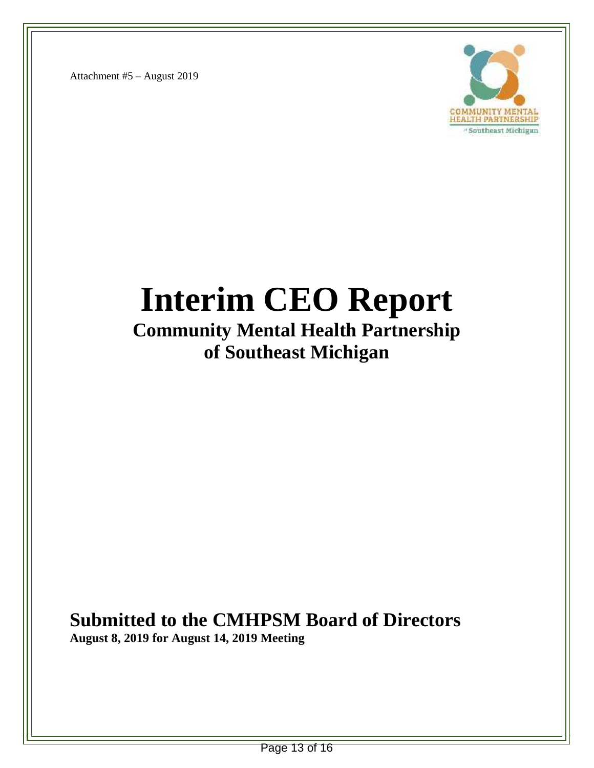Attachment #5 – August 2019

# Interim CEO Report

## Community Mental Health Partnership of Southeast Michigan

## Submitted to the CMHPSM Board of Directors

**August 8, 2019 for August 14, 2019 Meeting**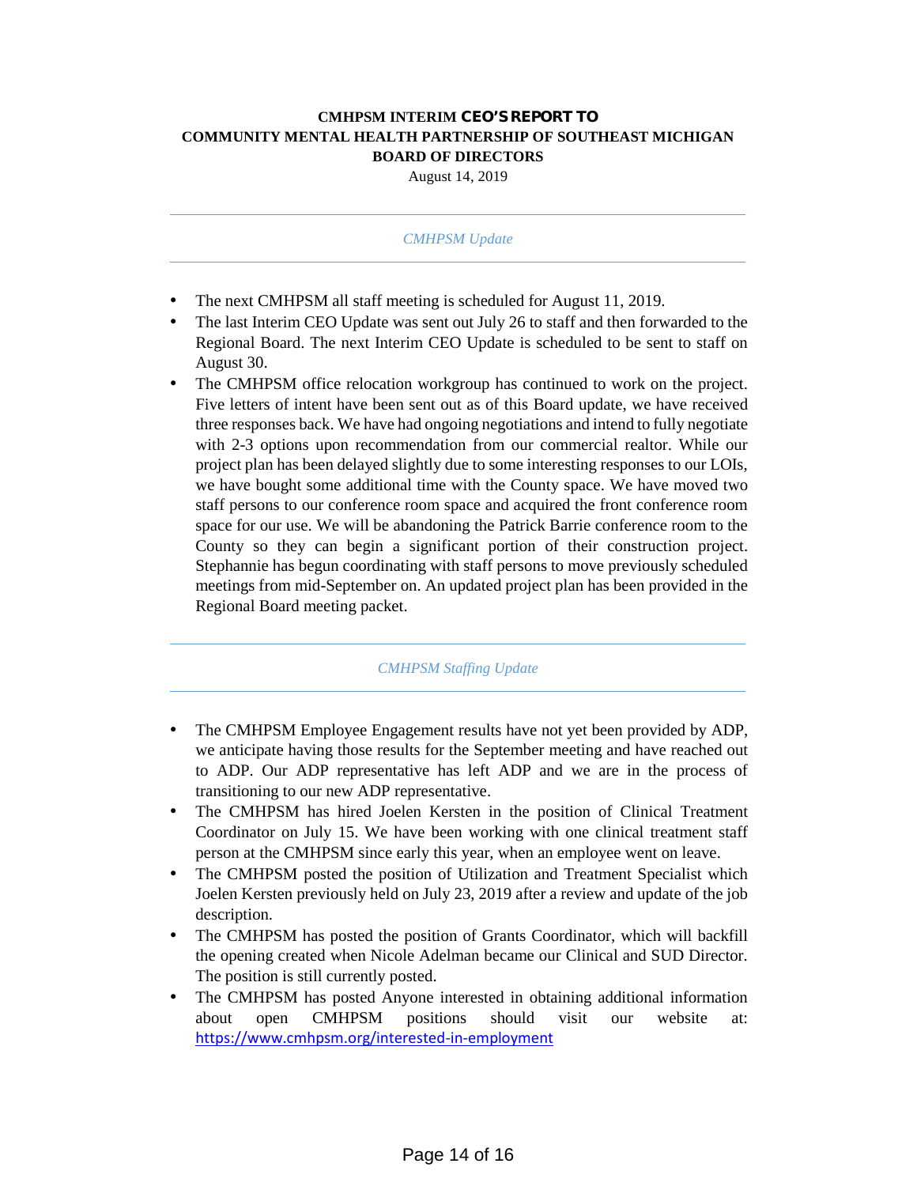**CMHPSM INTERIM CEO'S REPORT TO**
**COMMUNITY MENTAL HEALTH PARTNERSHIP OF SOUTHEAST MICHIGAN**
**BOARD OF DIRECTORS**

August 14, 2019

---

*CMHPSM Update*

---

- The next CMHPSM all staff meeting is scheduled for August 11, 2019.
- The last Interim CEO Update was sent out July 26 to staff and then forwarded to the Regional Board. The next Interim CEO Update is scheduled to be sent to staff on August 30.
- The CMHPSM office relocation workgroup has continued to work on the project. Five letters of intent have been sent out as of this Board update, we have received three responses back. We have had ongoing negotiations and intend to fully negotiate with 2-3 options upon recommendation from our commercial realtor. While our project plan has been delayed slightly due to some interesting responses to our LOIs, we have bought some additional time with the County space. We have moved two staff persons to our conference room space and acquired the front conference room space for our use. We will be abandoning the Patrick Barrie conference room to the County so they can begin a significant portion of their construction project. Stephannie has begun coordinating with staff persons to move previously scheduled meetings from mid-September on. An updated project plan has been provided in the Regional Board meeting packet.

---

*CMHPSM Staffing Update*

---

- The CMHPSM Employee Engagement results have not yet been provided by ADP, we anticipate having those results for the September meeting and have reached out to ADP. Our ADP representative has left ADP and we are in the process of transitioning to our new ADP representative.
- The CMHPSM has hired Joelen Kersten in the position of Clinical Treatment Coordinator on July 15. We have been working with one clinical treatment staff person at the CMHPSM since early this year, when an employee went on leave.
- The CMHPSM posted the position of Utilization and Treatment Specialist which Joelen Kersten previously held on July 23, 2019 after a review and update of the job description.
- The CMHPSM has posted the position of Grants Coordinator, which will backfill the opening created when Nicole Adelman became our Clinical and SUD Director. The position is still currently posted.
- The CMHPSM has posted Anyone interested in obtaining additional information about open CMHPSM positions should visit our website at: https://www.cmhpsm.org/interested-in-employment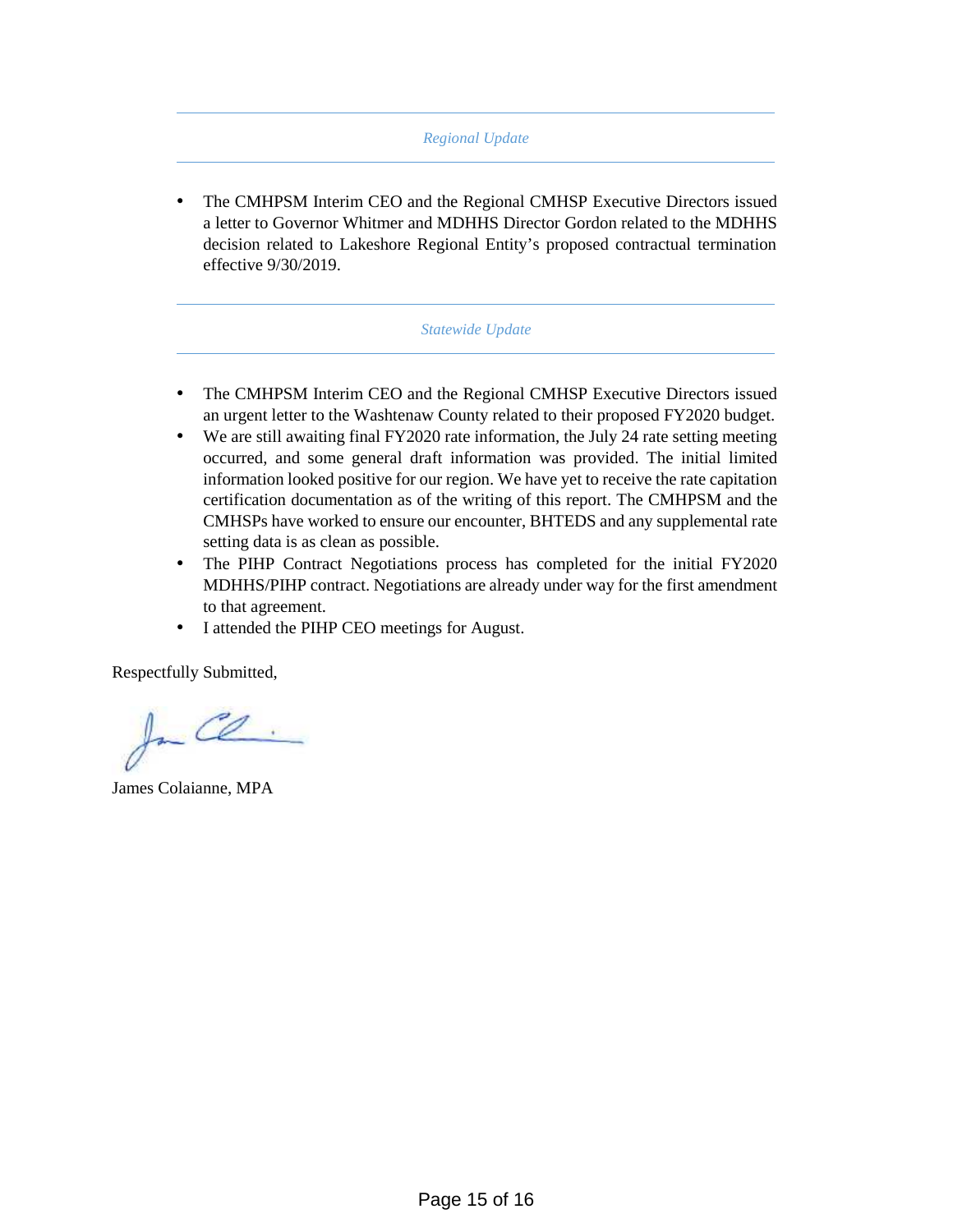*Regional Update*

- The CMHPSM Interim CEO and the Regional CMHSP Executive Directors issued a letter to Governor Whitmer and MDHHS Director Gordon related to the MDHHS decision related to Lakeshore Regional Entity's proposed contractual termination effective 9/30/2019.

*Statewide Update*

- The CMHPSM Interim CEO and the Regional CMHSP Executive Directors issued an urgent letter to the Washtenaw County related to their proposed FY2020 budget.
- We are still awaiting final FY2020 rate information, the July 24 rate setting meeting occurred, and some general draft information was provided. The initial limited information looked positive for our region. We have yet to receive the rate capitation certification documentation as of the writing of this report. The CMHPSM and the CMHSPs have worked to ensure our encounter, BHTEDS and any supplemental rate setting data is as clean as possible.
- The PIHP Contract Negotiations process has completed for the initial FY2020 MDHHS/PIHP contract. Negotiations are already under way for the first amendment to that agreement.
- I attended the PIHP CEO meetings for August.

Respectfully Submitted,

James Colaianne, MPA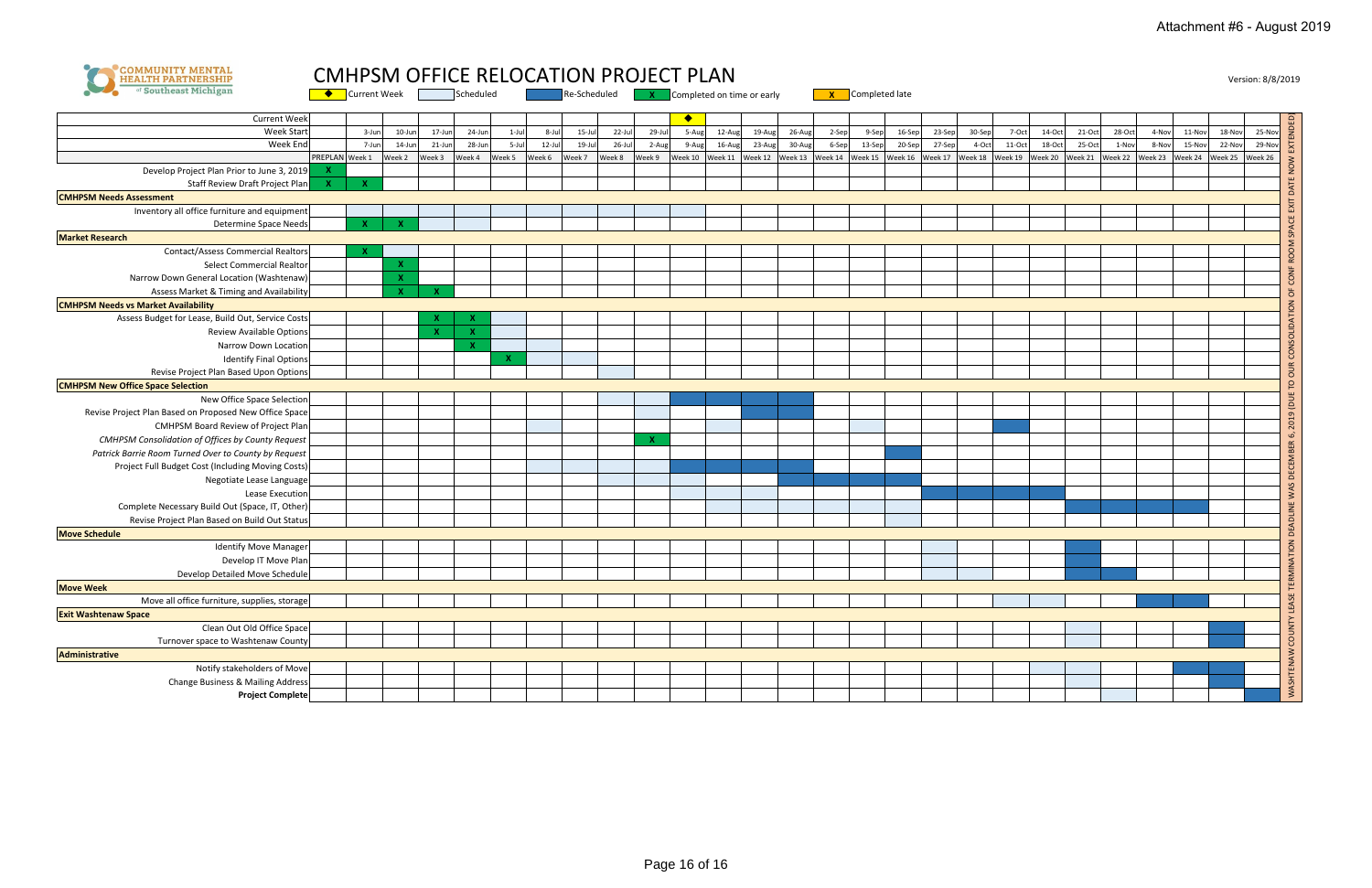Attachment #6 - August 2019

COMMUNITY MENTAL HEALTH PARTNERSHIP of Southeast Michigan

# CMHPSM OFFICE RELOCATION PROJECT PLAN

Version: 8/8/2019

Legend: ◆ Current Week | Scheduled | Re-Scheduled | X Completed on time or early | X Completed late

| Current Week | | | | | | | | | | | ◆ | | | | | | | | | | | | | | | | |
|---|---|---|---|---|---|---|---|---|---|---|---|---|---|---|---|---|---|---|---|---|---|---|---|---|---|---|---|
| Week Start | | 3-Jun | 10-Jun | 17-Jun | 24-Jun | 1-Jul | 8-Jul | 15-Jul | 22-Jul | 29-Jul | 5-Aug | 12-Aug | 19-Aug | 26-Aug | 2-Sep | 9-Sep | 16-Sep | 23-Sep | 30-Sep | 7-Oct | 14-Oct | 21-Oct | 28-Oct | 4-Nov | 11-Nov | 18-Nov | 25-Nov |
| Week End | | 7-Jun | 14-Jun | 21-Jun | 28-Jun | 5-Jul | 12-Jul | 19-Jul | 26-Jul | 2-Aug | 9-Aug | 16-Aug | 23-Aug | 30-Aug | 6-Sep | 13-Sep | 20-Sep | 27-Sep | 4-Oct | 11-Oct | 18-Oct | 25-Oct | 1-Nov | 8-Nov | 15-Nov | 22-Nov | 29-Nov |
| | PREPLAN | Week 1 | Week 2 | Week 3 | Week 4 | Week 5 | Week 6 | Week 7 | Week 8 | Week 9 | Week 10 | Week 11 | Week 12 | Week 13 | Week 14 | Week 15 | Week 16 | Week 17 | Week 18 | Week 19 | Week 20 | Week 21 | Week 22 | Week 23 | Week 24 | Week 25 | Week 26 |
| Develop Project Plan Prior to June 3, 2019 | X | | | | | | | | | | | | | | | | | | | | | | | | | | |
| Staff Review Draft Project Plan | X | X | | | | | | | | | | | | | | | | | | | | | | | | | |
| **CMHPSM Needs Assessment** | | | | | | | | | | | | | | | | | | | | | | | | | | | |
| Inventory all office furniture and equipment | | | | | | | | | | | | | | | | | | | | | | | | | | | |
| Determine Space Needs | | X | X | | | | | | | | | | | | | | | | | | | | | | | | |
| **Market Research** | | | | | | | | | | | | | | | | | | | | | | | | | | | |
| Contact/Assess Commercial Realtors | | X | | | | | | | | | | | | | | | | | | | | | | | | | |
| Select Commercial Realtor | | | X | | | | | | | | | | | | | | | | | | | | | | | | |
| Narrow Down General Location (Washtenaw) | | | X | | | | | | | | | | | | | | | | | | | | | | | | |
| Assess Market & Timing and Availability | | | X | X | | | | | | | | | | | | | | | | | | | | | | | |
| **CMHPSM Needs vs Market Availability** | | | | | | | | | | | | | | | | | | | | | | | | | | | |
| Assess Budget for Lease, Build Out, Service Costs | | | | X | X | | | | | | | | | | | | | | | | | | | | | | |
| Review Available Options | | | | X | X | | | | | | | | | | | | | | | | | | | | | | |
| Narrow Down Location | | | | | X | | | | | | | | | | | | | | | | | | | | | | |
| Identify Final Options | | | | | | X | | | | | | | | | | | | | | | | | | | | | |
| Revise Project Plan Based Upon Options | | | | | | | | | | | | | | | | | | | | | | | | | | | |
| **CMHPSM New Office Space Selection** | | | | | | | | | | | | | | | | | | | | | | | | | | | |
| New Office Space Selection | | | | | | | | | | | | | | | | | | | | | | | | | | | |
| Revise Project Plan Based on Proposed New Office Space | | | | | | | | | | | | | | | | | | | | | | | | | | | |
| CMHPSM Board Review of Project Plan | | | | | | | | | | | | | | | | | | | | | | | | | | | |
| *CMHPSM Consolidation of Offices by County Request* | | | | | | | | | | X | | | | | | | | | | | | | | | | | |
| *Patrick Barrie Room Turned Over to County by Request* | | | | | | | | | | | | | | | | | | | | | | | | | | | |
| Project Full Budget Cost (Including Moving Costs) | | | | | | | | | | | | | | | | | | | | | | | | | | | |
| Negotiate Lease Language | | | | | | | | | | | | | | | | | | | | | | | | | | | |
| Lease Execution | | | | | | | | | | | | | | | | | | | | | | | | | | | |
| Complete Necessary Build Out (Space, IT, Other) | | | | | | | | | | | | | | | | | | | | | | | | | | | |
| Revise Project Plan Based on Build Out Status | | | | | | | | | | | | | | | | | | | | | | | | | | | |
| **Move Schedule** | | | | | | | | | | | | | | | | | | | | | | | | | | | |
| Identify Move Manager | | | | | | | | | | | | | | | | | | | | | | | | | | | |
| Develop IT Move Plan | | | | | | | | | | | | | | | | | | | | | | | | | | | |
| Develop Detailed Move Schedule | | | | | | | | | | | | | | | | | | | | | | | | | | | |
| **Move Week** | | | | | | | | | | | | | | | | | | | | | | | | | | | |
| Move all office furniture, supplies, storage | | | | | | | | | | | | | | | | | | | | | | | | | | | |
| **Exit Washtenaw Space** | | | | | | | | | | | | | | | | | | | | | | | | | | | |
| Clean Out Old Office Space | | | | | | | | | | | | | | | | | | | | | | | | | | | |
| Turnover space to Washtenaw County | | | | | | | | | | | | | | | | | | | | | | | | | | | |
| **Administrative** | | | | | | | | | | | | | | | | | | | | | | | | | | | |
| Notify stakeholders of Move | | | | | | | | | | | | | | | | | | | | | | | | | | | |
| Change Business & Mailing Address | | | | | | | | | | | | | | | | | | | | | | | | | | | |
| **Project Complete** | | | | | | | | | | | | | | | | | | | | | | | | | | | |

WASHTENAW COUNTY LEASE TERMINATION DEADLINE WAS DECEMBER 6, 2019 (DUE TO OUR CONSOLIDATION OF CONF ROOM SPACE EXIT DATE NOW EXTENDED)